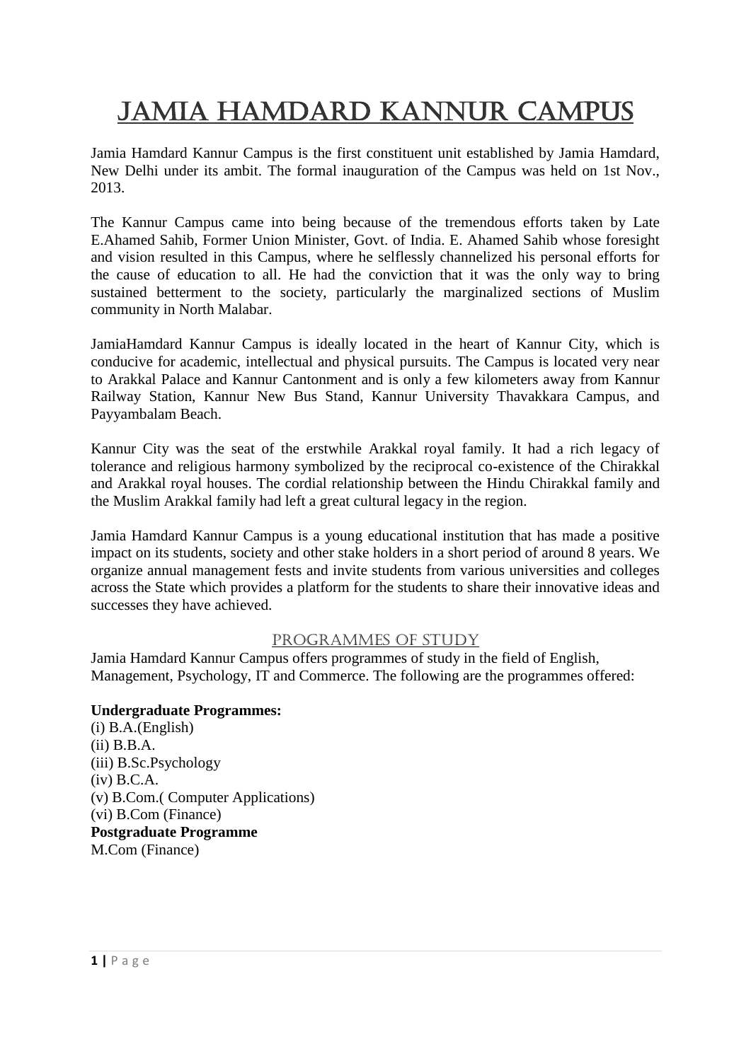# JAMIA HAMDARD KANNUR CAMPUS

Jamia Hamdard Kannur Campus is the first constituent unit established by Jamia Hamdard, New Delhi under its ambit. The formal inauguration of the Campus was held on 1st Nov., 2013.

The Kannur Campus came into being because of the tremendous efforts taken by Late E.Ahamed Sahib, Former Union Minister, Govt. of India. E. Ahamed Sahib whose foresight and vision resulted in this Campus, where he selflessly channelized his personal efforts for the cause of education to all. He had the conviction that it was the only way to bring sustained betterment to the society, particularly the marginalized sections of Muslim community in North Malabar.

JamiaHamdard Kannur Campus is ideally located in the heart of Kannur City, which is conducive for academic, intellectual and physical pursuits. The Campus is located very near to Arakkal Palace and Kannur Cantonment and is only a few kilometers away from Kannur Railway Station, Kannur New Bus Stand, Kannur University Thavakkara Campus, and Payyambalam Beach.

Kannur City was the seat of the erstwhile Arakkal royal family. It had a rich legacy of tolerance and religious harmony symbolized by the reciprocal co-existence of the Chirakkal and Arakkal royal houses. The cordial relationship between the Hindu Chirakkal family and the Muslim Arakkal family had left a great cultural legacy in the region.

Jamia Hamdard Kannur Campus is a young educational institution that has made a positive impact on its students, society and other stake holders in a short period of around 8 years. We organize annual management fests and invite students from various universities and colleges across the State which provides a platform for the students to share their innovative ideas and successes they have achieved.

## PROGRAMMES OF STUDY

Jamia Hamdard Kannur Campus offers programmes of study in the field of English, Management, Psychology, IT and Commerce. The following are the programmes offered:

**Undergraduate Programmes:**

(i) B.A.(English)
(ii) B.B.A.
(iii) B.Sc.Psychology
(iv) B.C.A.
(v) B.Com.( Computer Applications)
(vi) B.Com (Finance)

**Postgraduate Programme**

M.Com (Finance)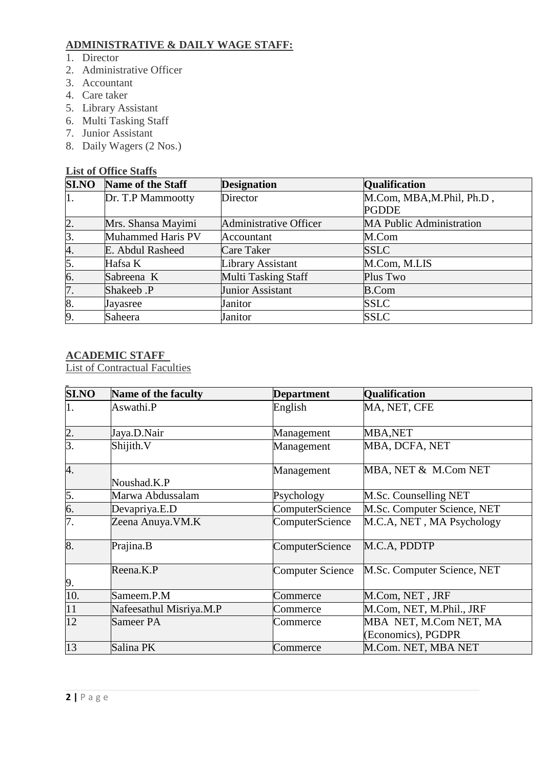## ADMINISTRATIVE & DAILY WAGE STAFF:

1. Director
2. Administrative Officer
3. Accountant
4. Care taker
5. Library Assistant
6. Multi Tasking Staff
7. Junior Assistant
8. Daily Wagers (2 Nos.)

**List of Office Staffs**

| SI.NO | Name of the Staff | Designation | Qualification |
|---|---|---|---|
| 1. | Dr. T.P Mammootty | Director | M.Com, MBA,M.Phil, Ph.D , PGDDE |
| 2. | Mrs. Shansa Mayimi | Administrative Officer | MA Public Administration |
| 3. | Muhammed Haris PV | Accountant | M.Com |
| 4. | E. Abdul Rasheed | Care Taker | SSLC |
| 5. | Hafsa K | Library Assistant | M.Com, M.LIS |
| 6. | Sabreena K | Multi Tasking Staff | Plus Two |
| 7. | Shakeeb .P | Junior Assistant | B.Com |
| 8. | Jayasree | Janitor | SSLC |
| 9. | Saheera | Janitor | SSLC |

## ACADEMIC STAFF

List of Contractual Faculties

| SI.NO | Name of the faculty | Department | Qualification |
|---|---|---|---|
| 1. | Aswathi.P | English | MA, NET, CFE |
| 2. | Jaya.D.Nair | Management | MBA,NET |
| 3. | Shijith.V | Management | MBA, DCFA, NET |
| 4. | Noushad.K.P | Management | MBA, NET & M.Com NET |
| 5. | Marwa Abdussalam | Psychology | M.Sc. Counselling NET |
| 6. | Devapriya.E.D | ComputerScience | M.Sc. Computer Science, NET |
| 7. | Zeena Anuya.VM.K | ComputerScience | M.C.A, NET , MA Psychology |
| 8. | Prajina.B | ComputerScience | M.C.A, PDDTP |
| 9. | Reena.K.P | Computer Science | M.Sc. Computer Science, NET |
| 10. | Sameem.P.M | Commerce | M.Com, NET , JRF |
| 11 | Nafeesathul Misriya.M.P | Commerce | M.Com, NET, M.Phil., JRF |
| 12 | Sameer PA | Commerce | MBA NET, M.Com NET, MA (Economics), PGDPR |
| 13 | Salina PK | Commerce | M.Com. NET, MBA NET |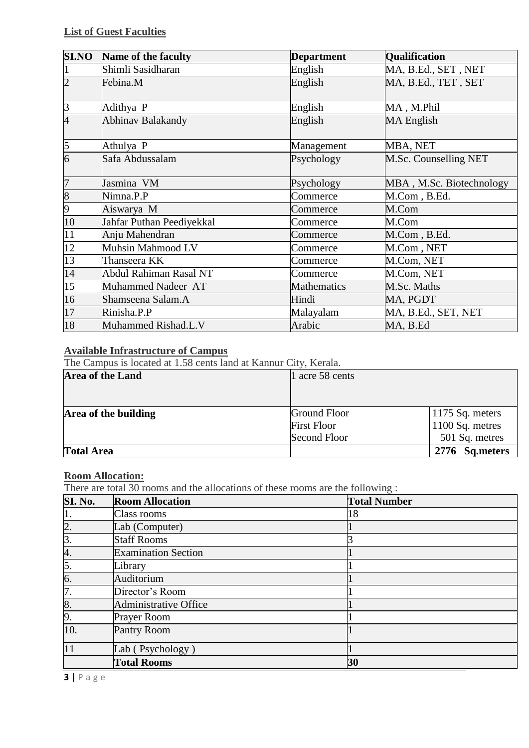**List of Guest Faculties**

| SI.NO | Name of the faculty | Department | Qualification |
|---|---|---|---|
| 1 | Shimli Sasidharan | English | MA, B.Ed., SET , NET |
| 2 | Febina.M | English | MA, B.Ed., TET , SET |
| 3 | Adithya P | English | MA , M.Phil |
| 4 | Abhinav Balakandy | English | MA English |
| 5 | Athulya P | Management | MBA, NET |
| 6 | Safa Abdussalam | Psychology | M.Sc. Counselling NET |
| 7 | Jasmina VM | Psychology | MBA , M.Sc. Biotechnology |
| 8 | Nimna.P.P | Commerce | M.Com , B.Ed. |
| 9 | Aiswarya M | Commerce | M.Com |
| 10 | Jahfar Puthan Peediyekkal | Commerce | M.Com |
| 11 | Anju Mahendran | Commerce | M.Com , B.Ed. |
| 12 | Muhsin Mahmood LV | Commerce | M.Com , NET |
| 13 | Thanseera KK | Commerce | M.Com, NET |
| 14 | Abdul Rahiman Rasal NT | Commerce | M.Com, NET |
| 15 | Muhammed Nadeer AT | Mathematics | M.Sc. Maths |
| 16 | Shamseena Salam.A | Hindi | MA, PGDT |
| 17 | Rinisha.P.P | Malayalam | MA, B.Ed., SET, NET |
| 18 | Muhammed Rishad.L.V | Arabic | MA, B.Ed |

**Available Infrastructure of Campus**

The Campus is located at 1.58 cents land at Kannur City, Kerala.

| Area of the Land | 1 acre 58 cents | |
|---|---|---|
| Area of the building | Ground Floor<br>First Floor<br>Second Floor | 1175 Sq. meters<br>1100 Sq. metres<br>501 Sq. metres |
| **Total Area** | | **2776 Sq.meters** |

**Room Allocation:**

There are total 30 rooms and the allocations of these rooms are the following :

| SI. No. | Room Allocation | Total Number |
|---|---|---|
| 1. | Class rooms | 18 |
| 2. | Lab (Computer) | 1 |
| 3. | Staff Rooms | 3 |
| 4. | Examination Section | 1 |
| 5. | Library | 1 |
| 6. | Auditorium | 1 |
| 7. | Director's Room | 1 |
| 8. | Administrative Office | 1 |
| 9. | Prayer Room | 1 |
| 10. | Pantry Room | 1 |
| 11 | Lab ( Psychology ) | 1 |
| | **Total Rooms** | **30** |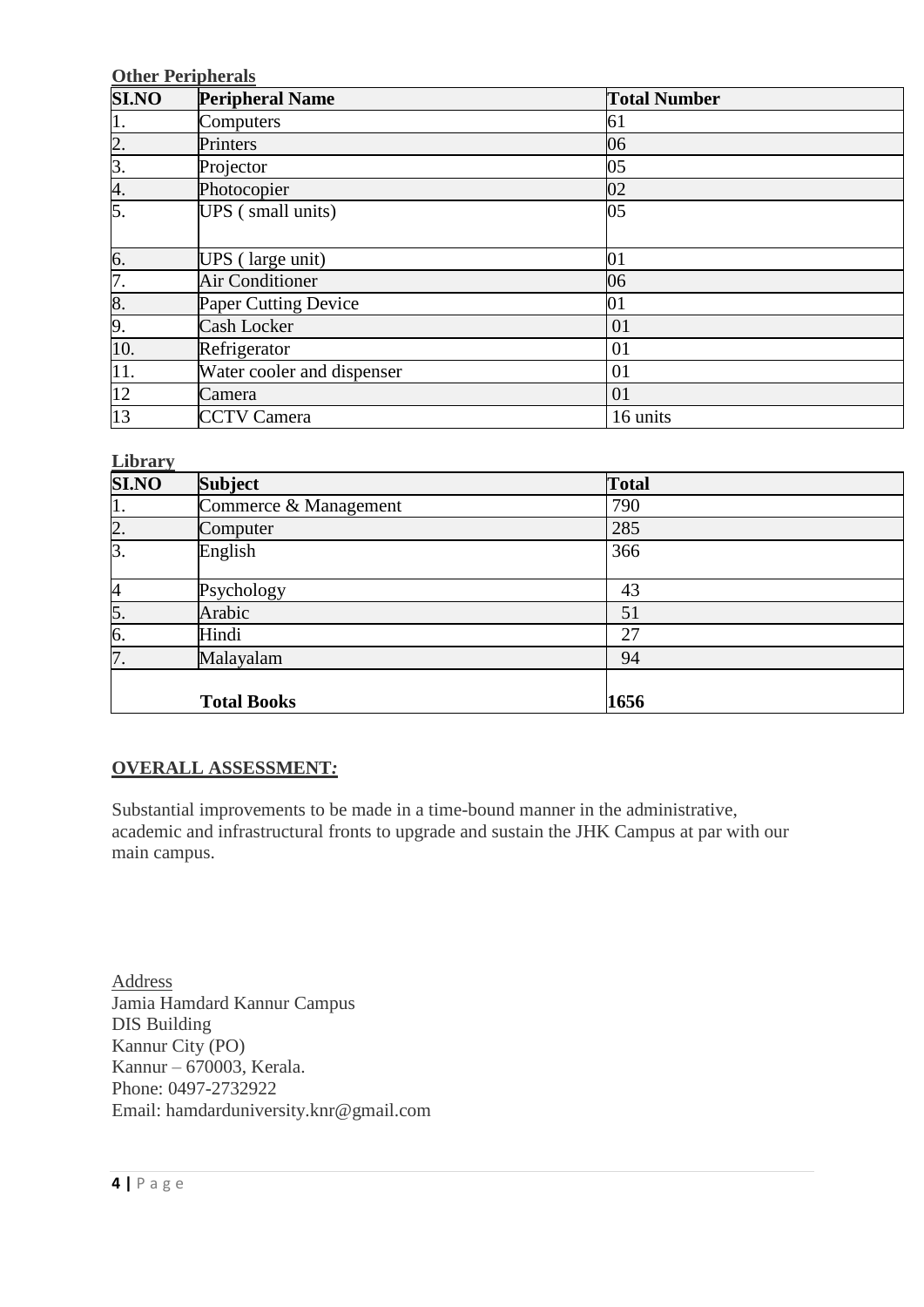**Other Peripherals**

| SI.NO | Peripheral Name | Total Number |
|---|---|---|
| 1. | Computers | 61 |
| 2. | Printers | 06 |
| 3. | Projector | 05 |
| 4. | Photocopier | 02 |
| 5. | UPS ( small units) | 05 |
| 6. | UPS ( large unit) | 01 |
| 7. | Air Conditioner | 06 |
| 8. | Paper Cutting Device | 01 |
| 9. | Cash Locker | 01 |
| 10. | Refrigerator | 01 |
| 11. | Water cooler and dispenser | 01 |
| 12 | Camera | 01 |
| 13 | CCTV Camera | 16 units |

**Library**

| SI.NO | Subject | Total |
|---|---|---|
| 1. | Commerce & Management | 790 |
| 2. | Computer | 285 |
| 3. | English | 366 |
| 4 | Psychology | 43 |
| 5. | Arabic | 51 |
| 6. | Hindi | 27 |
| 7. | Malayalam | 94 |
| | **Total Books** | **1656** |

**OVERALL ASSESSMENT:**

Substantial improvements to be made in a time-bound manner in the administrative, academic and infrastructural fronts to upgrade and sustain the JHK Campus at par with our main campus.

Address
Jamia Hamdard Kannur Campus
DIS Building
Kannur City (PO)
Kannur – 670003, Kerala.
Phone: 0497-2732922
Email: hamdarduniversity.knr@gmail.com